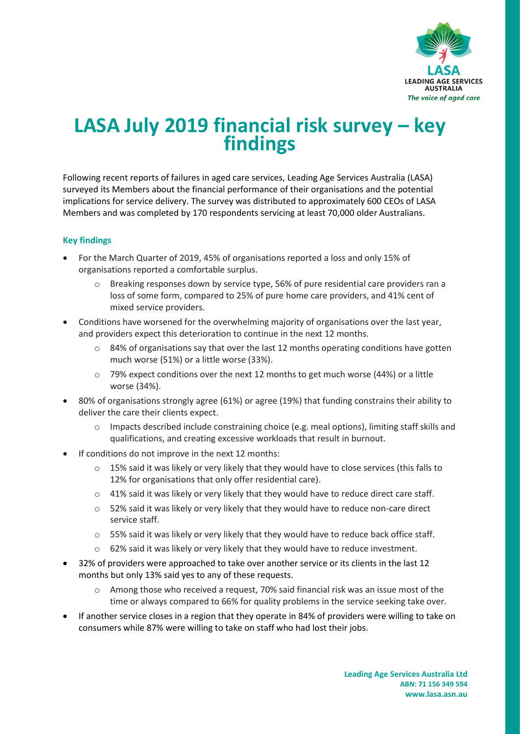# LASA July 2019 financial risk survey – key findings

Following recent reports of failures in aged care services, Leading Age Services Australia (LASA) surveyed its Members about the financial performance of their organisations and the potential implications for service delivery. The survey was distributed to approximately 600 CEOs of LASA Members and was completed by 170 respondents servicing at least 70,000 older Australians.

### Key findings

- For the March Quarter of 2019, 45% of organisations reported a loss and only 15% of organisations reported a comfortable surplus.
  - Breaking responses down by service type, 56% of pure residential care providers ran a loss of some form, compared to 25% of pure home care providers, and 41% cent of mixed service providers.
- Conditions have worsened for the overwhelming majority of organisations over the last year, and providers expect this deterioration to continue in the next 12 months.
  - 84% of organisations say that over the last 12 months operating conditions have gotten much worse (51%) or a little worse (33%).
  - 79% expect conditions over the next 12 months to get much worse (44%) or a little worse (34%).
- 80% of organisations strongly agree (61%) or agree (19%) that funding constrains their ability to deliver the care their clients expect.
  - Impacts described include constraining choice (e.g. meal options), limiting staff skills and qualifications, and creating excessive workloads that result in burnout.
- If conditions do not improve in the next 12 months:
  - 15% said it was likely or very likely that they would have to close services (this falls to 12% for organisations that only offer residential care).
  - 41% said it was likely or very likely that they would have to reduce direct care staff.
  - 52% said it was likely or very likely that they would have to reduce non-care direct service staff.
  - 55% said it was likely or very likely that they would have to reduce back office staff.
  - 62% said it was likely or very likely that they would have to reduce investment.
- 32% of providers were approached to take over another service or its clients in the last 12 months but only 13% said yes to any of these requests.
  - Among those who received a request, 70% said financial risk was an issue most of the time or always compared to 66% for quality problems in the service seeking take over.
- If another service closes in a region that they operate in 84% of providers were willing to take on consumers while 87% were willing to take on staff who had lost their jobs.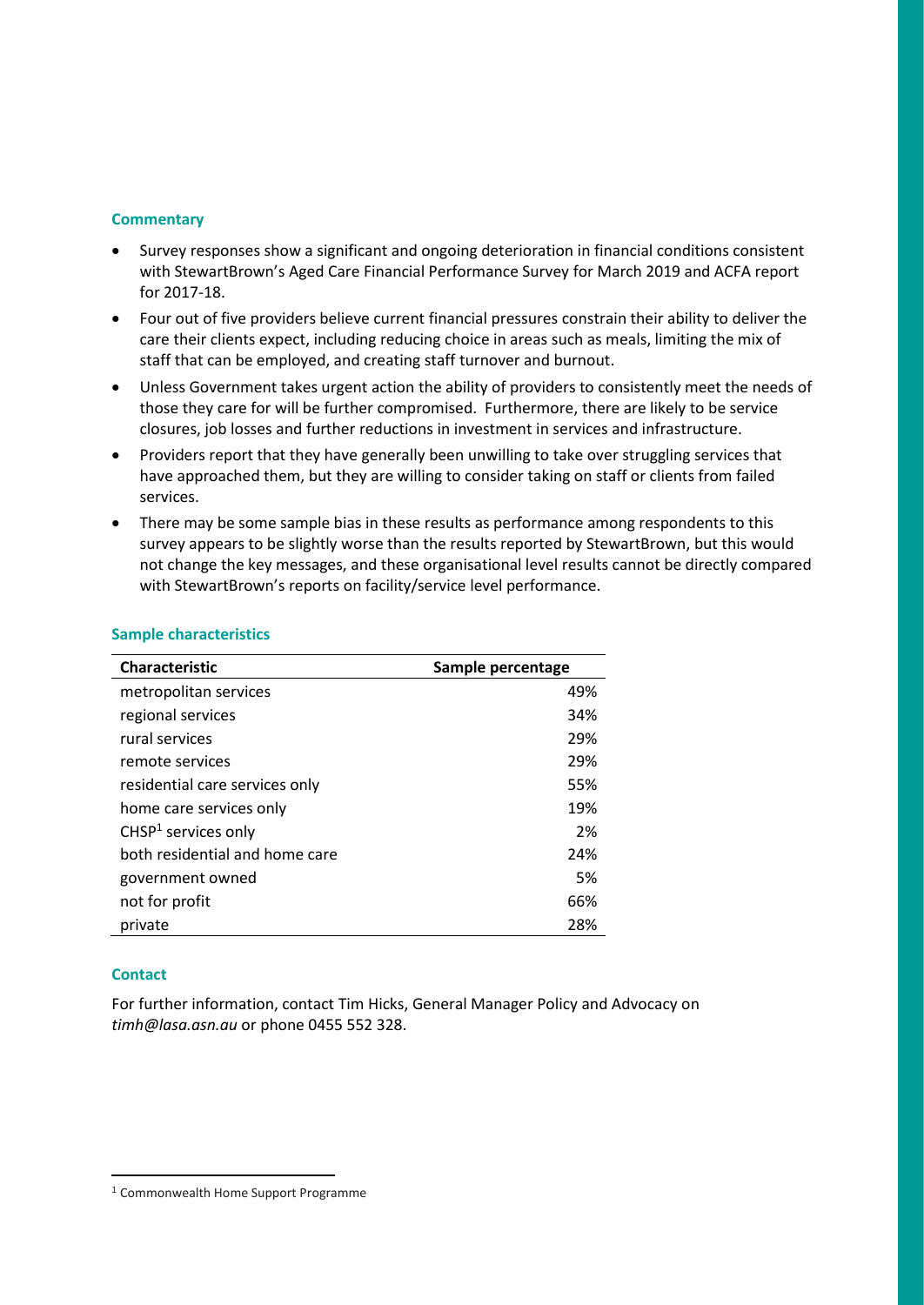### Commentary

- Survey responses show a significant and ongoing deterioration in financial conditions consistent with StewartBrown's Aged Care Financial Performance Survey for March 2019 and ACFA report for 2017-18.
- Four out of five providers believe current financial pressures constrain their ability to deliver the care their clients expect, including reducing choice in areas such as meals, limiting the mix of staff that can be employed, and creating staff turnover and burnout.
- Unless Government takes urgent action the ability of providers to consistently meet the needs of those they care for will be further compromised. Furthermore, there are likely to be service closures, job losses and further reductions in investment in services and infrastructure.
- Providers report that they have generally been unwilling to take over struggling services that have approached them, but they are willing to consider taking on staff or clients from failed services.
- There may be some sample bias in these results as performance among respondents to this survey appears to be slightly worse than the results reported by StewartBrown, but this would not change the key messages, and these organisational level results cannot be directly compared with StewartBrown's reports on facility/service level performance.

### Sample characteristics

| Characteristic | Sample percentage |
|---|---:|
| metropolitan services | 49% |
| regional services | 34% |
| rural services | 29% |
| remote services | 29% |
| residential care services only | 55% |
| home care services only | 19% |
| CHSP[1] services only | 2% |
| both residential and home care | 24% |
| government owned | 5% |
| not for profit | 66% |
| private | 28% |

### Contact

For further information, contact Tim Hicks, General Manager Policy and Advocacy on *timh@lasa.asn.au* or phone 0455 552 328.

[1] Commonwealth Home Support Programme